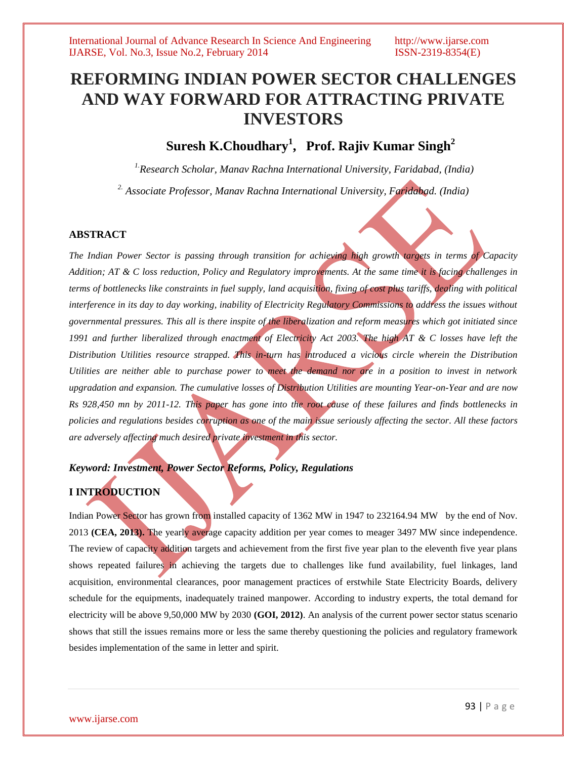# REFORMING INDIAN POWER SECTOR CHALLENGES AND WAY FORWARD FOR ATTRACTING PRIVATE INVESTORS

**Suresh K.Choudhary[1], Prof. Rajiv Kumar Singh[2]**

*[1.] Research Scholar, Manav Rachna International University, Faridabad, (India)*

*[2.] Associate Professor, Manav Rachna International University, Faridabad. (India)*

## ABSTRACT

*The Indian Power Sector is passing through transition for achieving high growth targets in terms of Capacity Addition; AT & C loss reduction, Policy and Regulatory improvements. At the same time it is facing challenges in terms of bottlenecks like constraints in fuel supply, land acquisition, fixing of cost plus tariffs, dealing with political interference in its day to day working, inability of Electricity Regulatory Commissions to address the issues without governmental pressures. This all is there inspite of the liberalization and reform measures which got initiated since 1991 and further liberalized through enactment of Electricity Act 2003. The high AT & C losses have left the Distribution Utilities resource strapped. This in-turn has introduced a vicious circle wherein the Distribution Utilities are neither able to purchase power to meet the demand nor are in a position to invest in network upgradation and expansion. The cumulative losses of Distribution Utilities are mounting Year-on-Year and are now Rs 928,450 mn by 2011-12. This paper has gone into the root cause of these failures and finds bottlenecks in policies and regulations besides corruption as one of the main issue seriously affecting the sector. All these factors are adversely affecting much desired private investment in this sector.*

***Keyword: Investment, Power Sector Reforms, Policy, Regulations***

## I INTRODUCTION

Indian Power Sector has grown from installed capacity of 1362 MW in 1947 to 232164.94 MW by the end of Nov. 2013 **(CEA, 2013).** The yearly average capacity addition per year comes to meager 3497 MW since independence. The review of capacity addition targets and achievement from the first five year plan to the eleventh five year plans shows repeated failures in achieving the targets due to challenges like fund availability, fuel linkages, land acquisition, environmental clearances, poor management practices of erstwhile State Electricity Boards, delivery schedule for the equipments, inadequately trained manpower. According to industry experts, the total demand for electricity will be above 9,50,000 MW by 2030 **(GOI, 2012)**. An analysis of the current power sector status scenario shows that still the issues remains more or less the same thereby questioning the policies and regulatory framework besides implementation of the same in letter and spirit.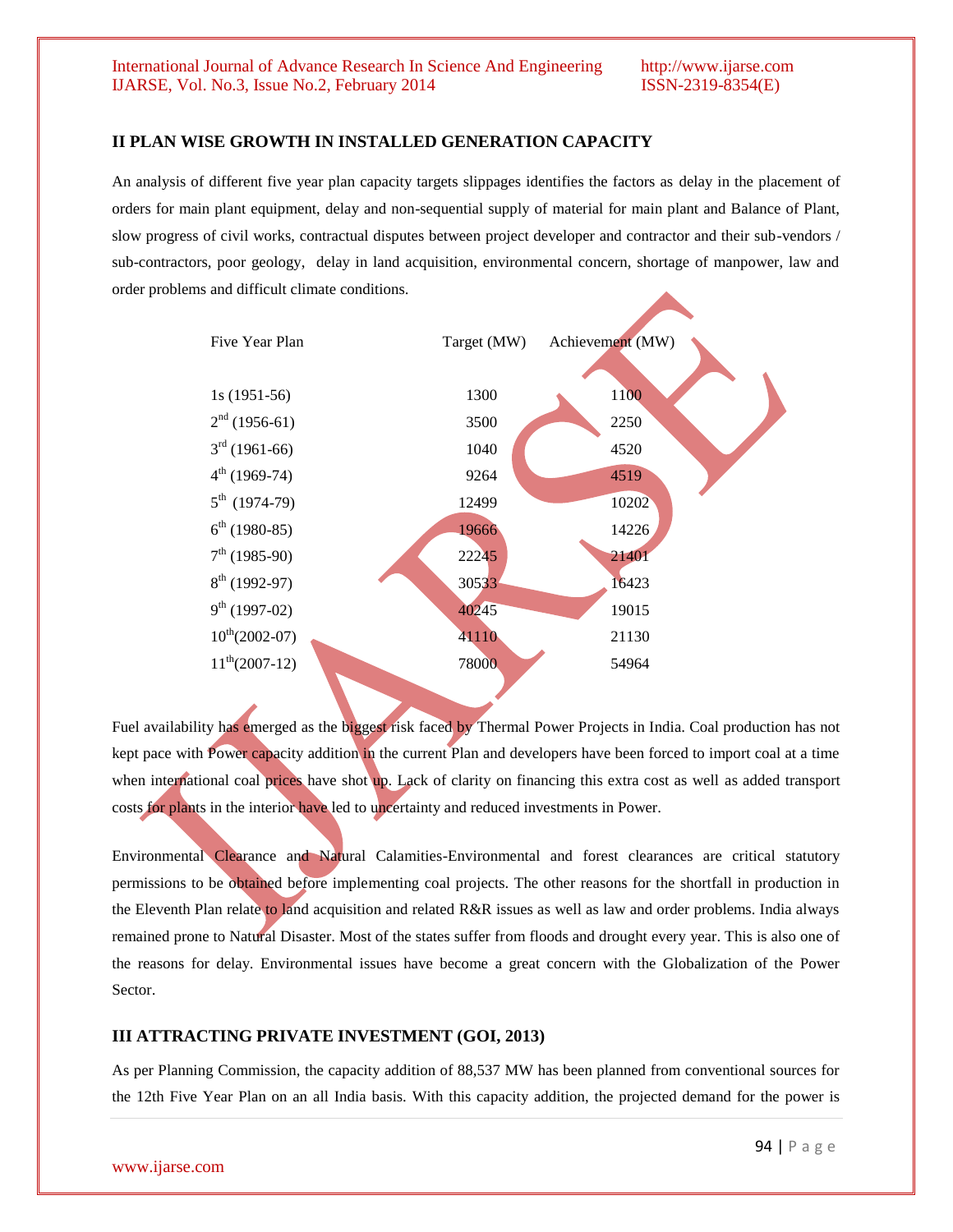## II PLAN WISE GROWTH IN INSTALLED GENERATION CAPACITY

An analysis of different five year plan capacity targets slippages identifies the factors as delay in the placement of orders for main plant equipment, delay and non-sequential supply of material for main plant and Balance of Plant, slow progress of civil works, contractual disputes between project developer and contractor and their sub-vendors / sub-contractors, poor geology, delay in land acquisition, environmental concern, shortage of manpower, law and order problems and difficult climate conditions.

| Five Year Plan | Target (MW) | Achievement (MW) |
|---|---|---|
| 1s (1951-56) | 1300 | 1100 |
| 2nd (1956-61) | 3500 | 2250 |
| 3rd (1961-66) | 1040 | 4520 |
| 4th (1969-74) | 9264 | 4519 |
| 5th (1974-79) | 12499 | 10202 |
| 6th (1980-85) | 19666 | 14226 |
| 7th (1985-90) | 22245 | 21401 |
| 8th (1992-97) | 30533 | 16423 |
| 9th (1997-02) | 40245 | 19015 |
| 10th(2002-07) | 41110 | 21130 |
| 11th(2007-12) | 78000 | 54964 |

Fuel availability has emerged as the biggest risk faced by Thermal Power Projects in India. Coal production has not kept pace with Power capacity addition in the current Plan and developers have been forced to import coal at a time when international coal prices have shot up. Lack of clarity on financing this extra cost as well as added transport costs for plants in the interior have led to uncertainty and reduced investments in Power.

Environmental Clearance and Natural Calamities-Environmental and forest clearances are critical statutory permissions to be obtained before implementing coal projects. The other reasons for the shortfall in production in the Eleventh Plan relate to land acquisition and related R&R issues as well as law and order problems. India always remained prone to Natural Disaster. Most of the states suffer from floods and drought every year. This is also one of the reasons for delay. Environmental issues have become a great concern with the Globalization of the Power Sector.

## III ATTRACTING PRIVATE INVESTMENT (GOI, 2013)

As per Planning Commission, the capacity addition of 88,537 MW has been planned from conventional sources for the 12th Five Year Plan on an all India basis. With this capacity addition, the projected demand for the power is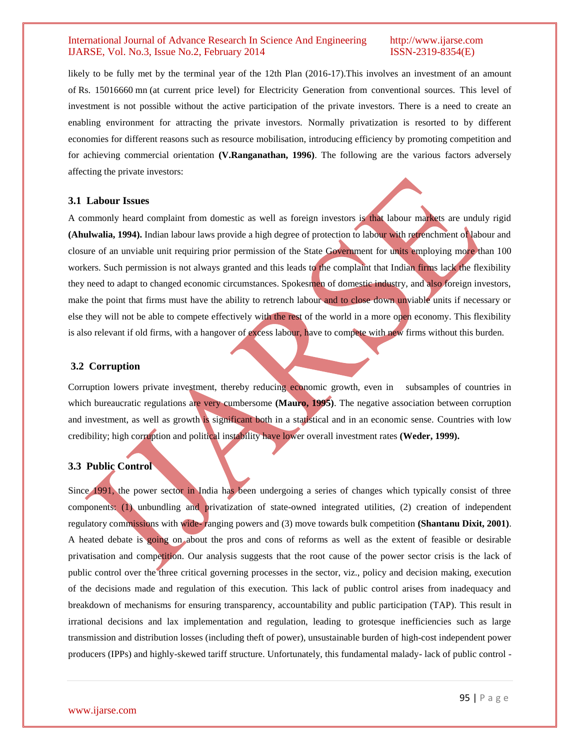likely to be fully met by the terminal year of the 12th Plan (2016-17).This involves an investment of an amount of Rs. 15016660 mn (at current price level) for Electricity Generation from conventional sources. This level of investment is not possible without the active participation of the private investors. There is a need to create an enabling environment for attracting the private investors. Normally privatization is resorted to by different economies for different reasons such as resource mobilisation, introducing efficiency by promoting competition and for achieving commercial orientation **(V.Ranganathan, 1996)**. The following are the various factors adversely affecting the private investors:

### 3.1 Labour Issues

A commonly heard complaint from domestic as well as foreign investors is that labour markets are unduly rigid **(Ahulwalia, 1994).** Indian labour laws provide a high degree of protection to labour with retrenchment of labour and closure of an unviable unit requiring prior permission of the State Government for units employing more than 100 workers. Such permission is not always granted and this leads to the complaint that Indian firms lack the flexibility they need to adapt to changed economic circumstances. Spokesmen of domestic industry, and also foreign investors, make the point that firms must have the ability to retrench labour and to close down unviable units if necessary or else they will not be able to compete effectively with the rest of the world in a more open economy. This flexibility is also relevant if old firms, with a hangover of excess labour, have to compete with new firms without this burden.

### 3.2 Corruption

Corruption lowers private investment, thereby reducing economic growth, even in subsamples of countries in which bureaucratic regulations are very cumbersome **(Mauro, 1995)**. The negative association between corruption and investment, as well as growth is significant both in a statistical and in an economic sense. Countries with low credibility; high corruption and political instability have lower overall investment rates **(Weder, 1999).**

### 3.3 Public Control

Since 1991, the power sector in India has been undergoing a series of changes which typically consist of three components: (1) unbundling and privatization of state-owned integrated utilities, (2) creation of independent regulatory commissions with wide- ranging powers and (3) move towards bulk competition **(Shantanu Dixit, 2001)**. A heated debate is going on about the pros and cons of reforms as well as the extent of feasible or desirable privatisation and competition. Our analysis suggests that the root cause of the power sector crisis is the lack of public control over the three critical governing processes in the sector, viz., policy and decision making, execution of the decisions made and regulation of this execution. This lack of public control arises from inadequacy and breakdown of mechanisms for ensuring transparency, accountability and public participation (TAP). This result in irrational decisions and lax implementation and regulation, leading to grotesque inefficiencies such as large transmission and distribution losses (including theft of power), unsustainable burden of high-cost independent power producers (IPPs) and highly-skewed tariff structure. Unfortunately, this fundamental malady- lack of public control -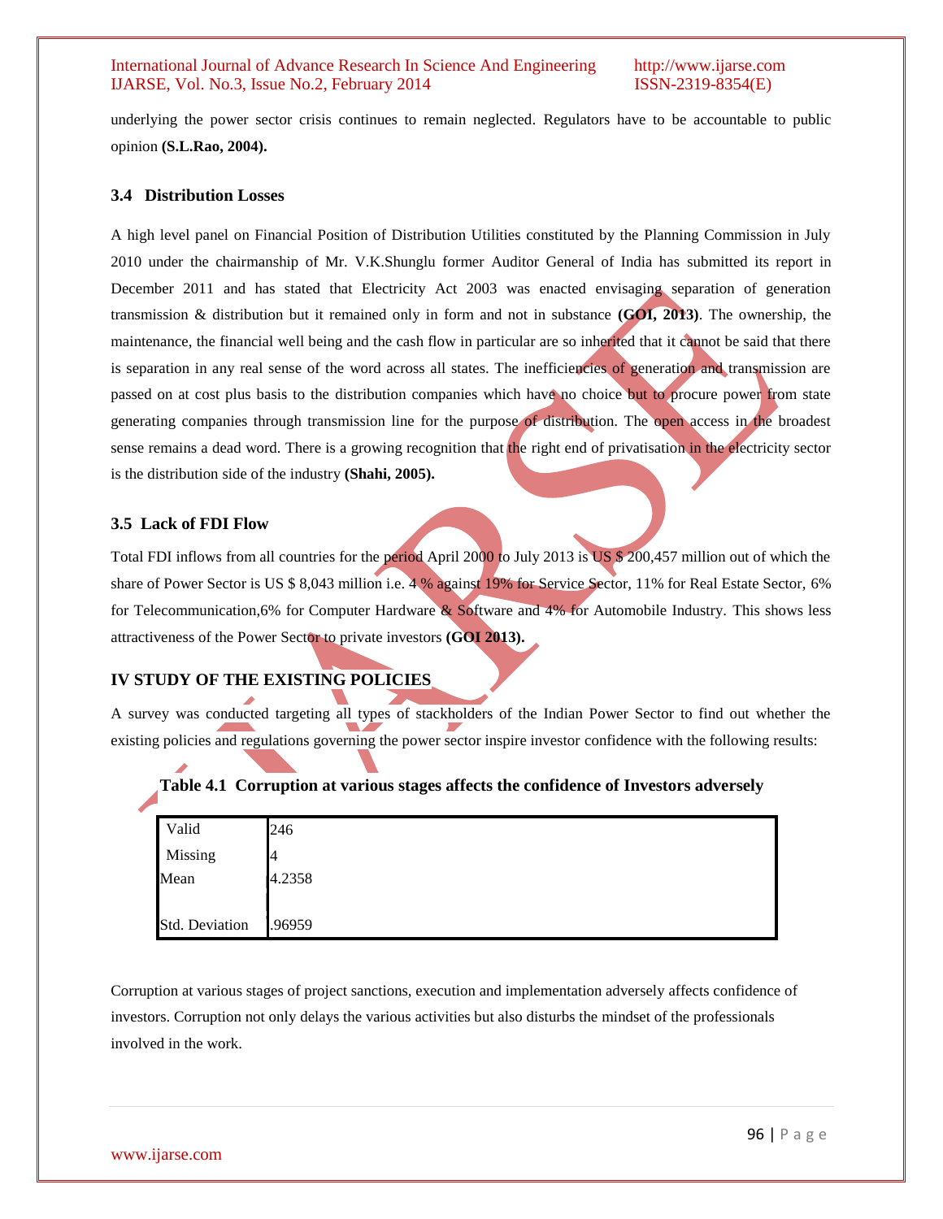underlying the power sector crisis continues to remain neglected. Regulators have to be accountable to public opinion **(S.L.Rao, 2004).**

### 3.4 Distribution Losses

A high level panel on Financial Position of Distribution Utilities constituted by the Planning Commission in July 2010 under the chairmanship of Mr. V.K.Shunglu former Auditor General of India has submitted its report in December 2011 and has stated that Electricity Act 2003 was enacted envisaging separation of generation transmission & distribution but it remained only in form and not in substance **(GOI, 2013)**. The ownership, the maintenance, the financial well being and the cash flow in particular are so inherited that it cannot be said that there is separation in any real sense of the word across all states. The inefficiencies of generation and transmission are passed on at cost plus basis to the distribution companies which have no choice but to procure power from state generating companies through transmission line for the purpose of distribution. The open access in the broadest sense remains a dead word. There is a growing recognition that the right end of privatisation in the electricity sector is the distribution side of the industry **(Shahi, 2005).**

### 3.5 Lack of FDI Flow

Total FDI inflows from all countries for the period April 2000 to July 2013 is US $ 200,457 million out of which the share of Power Sector is US $ 8,043 million i.e. 4 % against 19% for Service Sector, 11% for Real Estate Sector, 6% for Telecommunication,6% for Computer Hardware & Software and 4% for Automobile Industry. This shows less attractiveness of the Power Sector to private investors **(GOI 2013).**

## IV STUDY OF THE EXISTING POLICIES

A survey was conducted targeting all types of stackholders of the Indian Power Sector to find out whether the existing policies and regulations governing the power sector inspire investor confidence with the following results:

**Table 4.1 Corruption at various stages affects the confidence of Investors adversely**

| | |
|---|---|
| Valid | 246 |
| Missing | 4 |
| Mean | 4.2358 |
| Std. Deviation | .96959 |

Corruption at various stages of project sanctions, execution and implementation adversely affects confidence of investors. Corruption not only delays the various activities but also disturbs the mindset of the professionals involved in the work.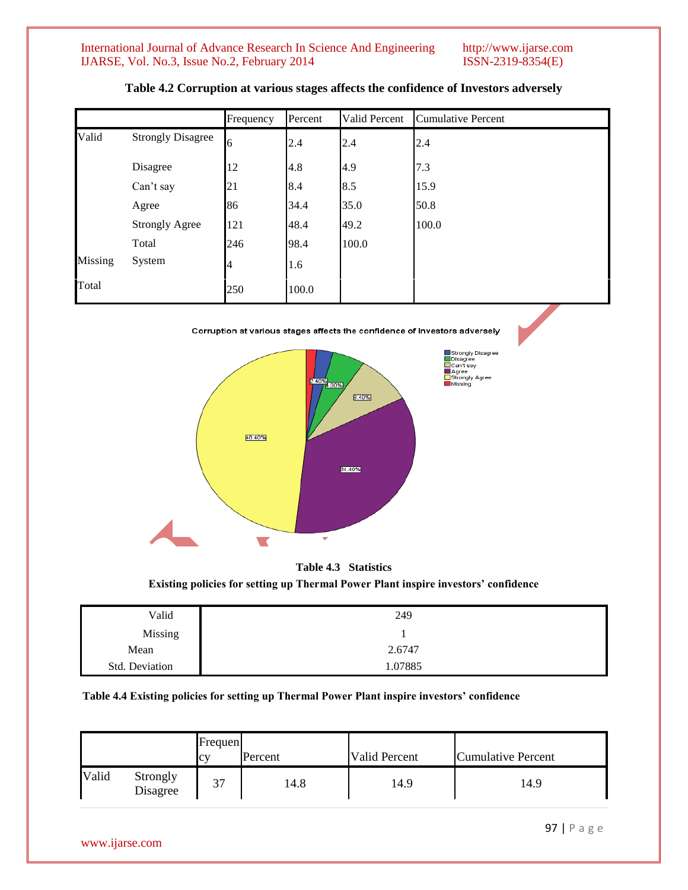**Table 4.2 Corruption at various stages affects the confidence of Investors adversely**

| | | Frequency | Percent | Valid Percent | Cumulative Percent |
|---|---|---|---|---|---|
| Valid | Strongly Disagree | 6 | 2.4 | 2.4 | 2.4 |
| | Disagree | 12 | 4.8 | 4.9 | 7.3 |
| | Can't say | 21 | 8.4 | 8.5 | 15.9 |
| | Agree | 86 | 34.4 | 35.0 | 50.8 |
| | Strongly Agree | 121 | 48.4 | 49.2 | 100.0 |
| | Total | 246 | 98.4 | 100.0 | |
| Missing | System | 4 | 1.6 | | |
| Total | | 250 | 100.0 | | |

Corruption at various stages affects the confidence of Investors adversely

Strongly Disagree
Disagree
Can't say
Agree
Strongly Agree
Missing

2.40%
4.80%
8.40%
34.40%
48.40%

**Table 4.3 Statistics**

**Existing policies for setting up Thermal Power Plant inspire investors' confidence**

| | |
|---|---|
| Valid | 249 |
| Missing | 1 |
| Mean | 2.6747 |
| Std. Deviation | 1.07885 |

**Table 4.4 Existing policies for setting up Thermal Power Plant inspire investors' confidence**

| | | Frequency | Percent | Valid Percent | Cumulative Percent |
|---|---|---|---|---|---|
| Valid | Strongly Disagree | 37 | 14.8 | 14.9 | 14.9 |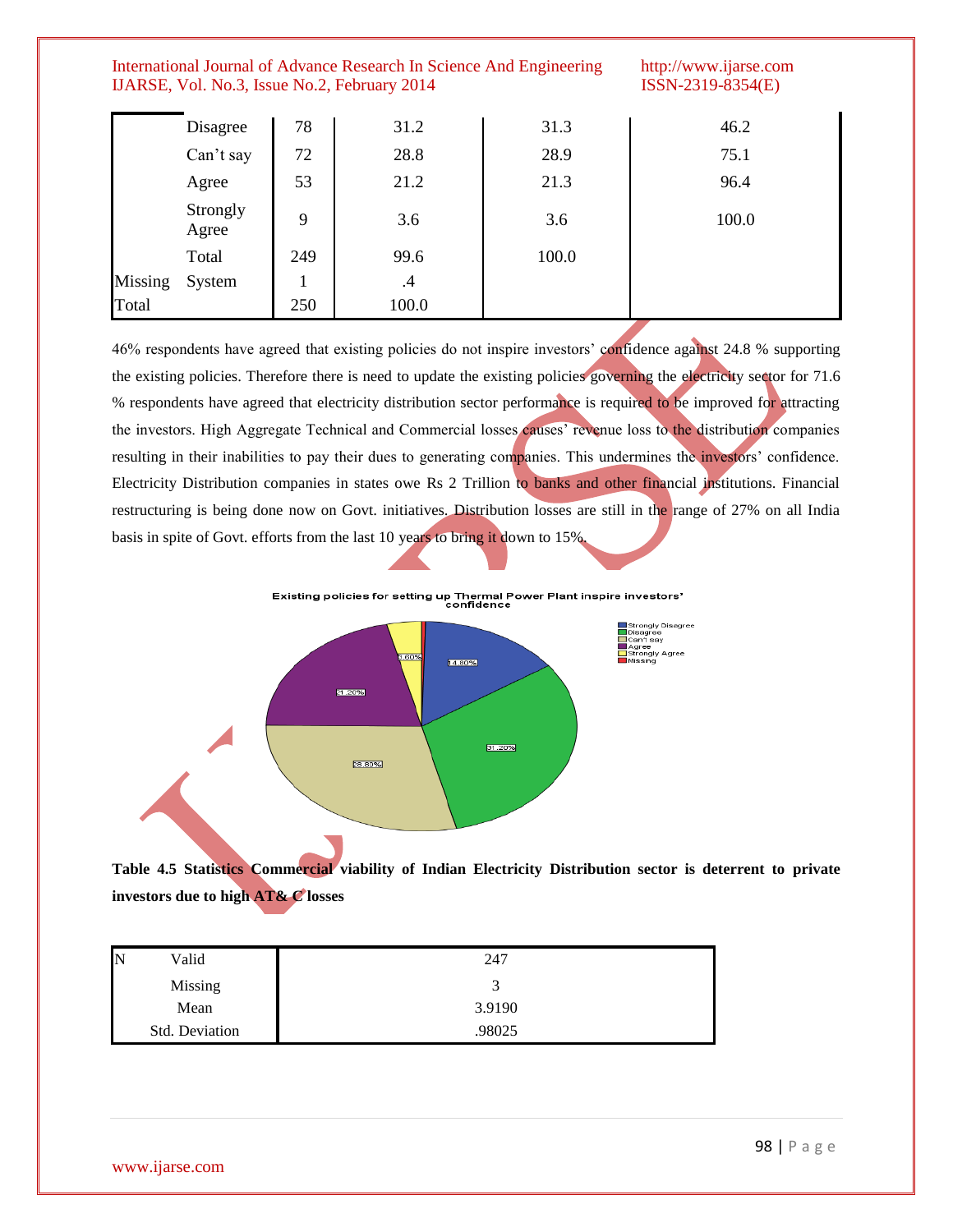| | | | | | |
|---|---|---|---|---|---|
| | Disagree | 78 | 31.2 | 31.3 | 46.2 |
| | Can't say | 72 | 28.8 | 28.9 | 75.1 |
| | Agree | 53 | 21.2 | 21.3 | 96.4 |
| | Strongly Agree | 9 | 3.6 | 3.6 | 100.0 |
| | Total | 249 | 99.6 | 100.0 | |
| Missing | System | 1 | .4 | | |
| Total | | 250 | 100.0 | | |

46% respondents have agreed that existing policies do not inspire investors' confidence against 24.8 % supporting the existing policies. Therefore there is need to update the existing policies governing the electricity sector for 71.6 % respondents have agreed that electricity distribution sector performance is required to be improved for attracting the investors. High Aggregate Technical and Commercial losses causes' revenue loss to the distribution companies resulting in their inabilities to pay their dues to generating companies. This undermines the investors' confidence. Electricity Distribution companies in states owe Rs 2 Trillion to banks and other financial institutions. Financial restructuring is being done now on Govt. initiatives. Distribution losses are still in the range of 27% on all India basis in spite of Govt. efforts from the last 10 years to bring it down to 15%.

Existing policies for setting up Thermal Power Plant inspire investors' confidence

Strongly Disagree
Disagree
Can't say
Agree
Strongly Agree
Missing

14.80%
31.20%
28.80%
21.20%
3.60%

**Table 4.5 Statistics Commercial viability of Indian Electricity Distribution sector is deterrent to private investors due to high AT& C losses**

| | | |
|---|---|---|
| N | Valid | 247 |
| | Missing | 3 |
| | Mean | 3.9190 |
| | Std. Deviation | .98025 |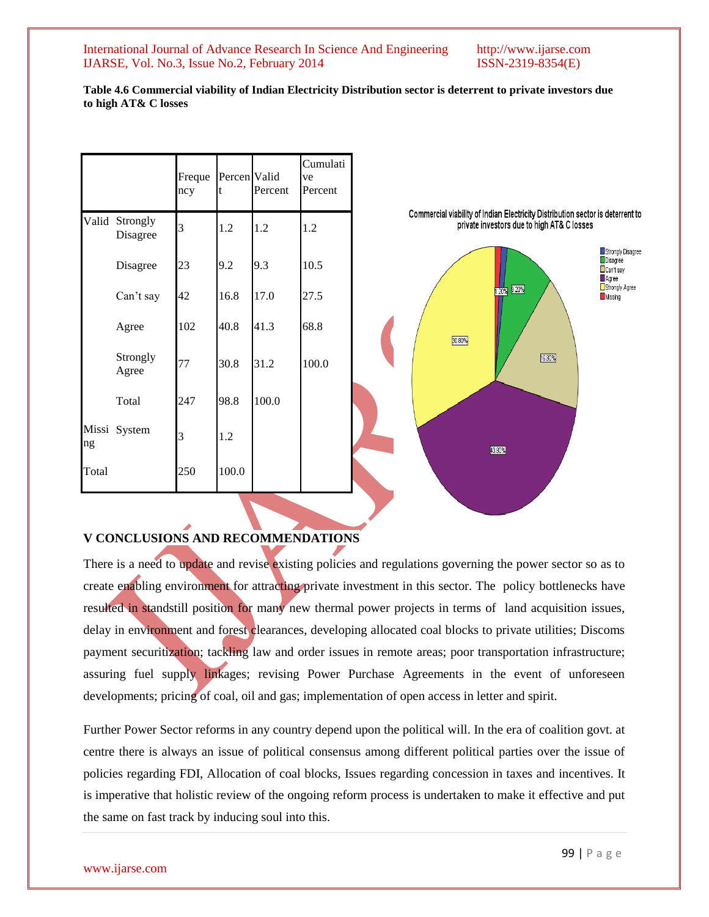**Table 4.6 Commercial viability of Indian Electricity Distribution sector is deterrent to private investors due to high AT& C losses**

| | | Frequency | Percent | Valid Percent | Cumulative Percent |
|---|---|---|---|---|---|
| Valid | Strongly Disagree | 3 | 1.2 | 1.2 | 1.2 |
| | Disagree | 23 | 9.2 | 9.3 | 10.5 |
| | Can't say | 42 | 16.8 | 17.0 | 27.5 |
| | Agree | 102 | 40.8 | 41.3 | 68.8 |
| | Strongly Agree | 77 | 30.8 | 31.2 | 100.0 |
| | Total | 247 | 98.8 | 100.0 | |
| Missing | System | 3 | 1.2 | | |
| Total | | 250 | 100.0 | | |

Commercial viability of Indian Electricity Distribution sector is deterrent to private investors due to high AT& C losses

Strongly Disagree
Disagree
Can't say
Agree
Strongly Agree
Missing

1.20%
9.20%
16.80%
40.80%
30.80%

## V CONCLUSIONS AND RECOMMENDATIONS

There is a need to update and revise existing policies and regulations governing the power sector so as to create enabling environment for attracting private investment in this sector. The policy bottlenecks have resulted in standstill position for many new thermal power projects in terms of land acquisition issues, delay in environment and forest clearances, developing allocated coal blocks to private utilities; Discoms payment securitization; tackling law and order issues in remote areas; poor transportation infrastructure; assuring fuel supply linkages; revising Power Purchase Agreements in the event of unforeseen developments; pricing of coal, oil and gas; implementation of open access in letter and spirit.

Further Power Sector reforms in any country depend upon the political will. In the era of coalition govt. at centre there is always an issue of political consensus among different political parties over the issue of policies regarding FDI, Allocation of coal blocks, Issues regarding concession in taxes and incentives. It is imperative that holistic review of the ongoing reform process is undertaken to make it effective and put the same on fast track by inducing soul into this.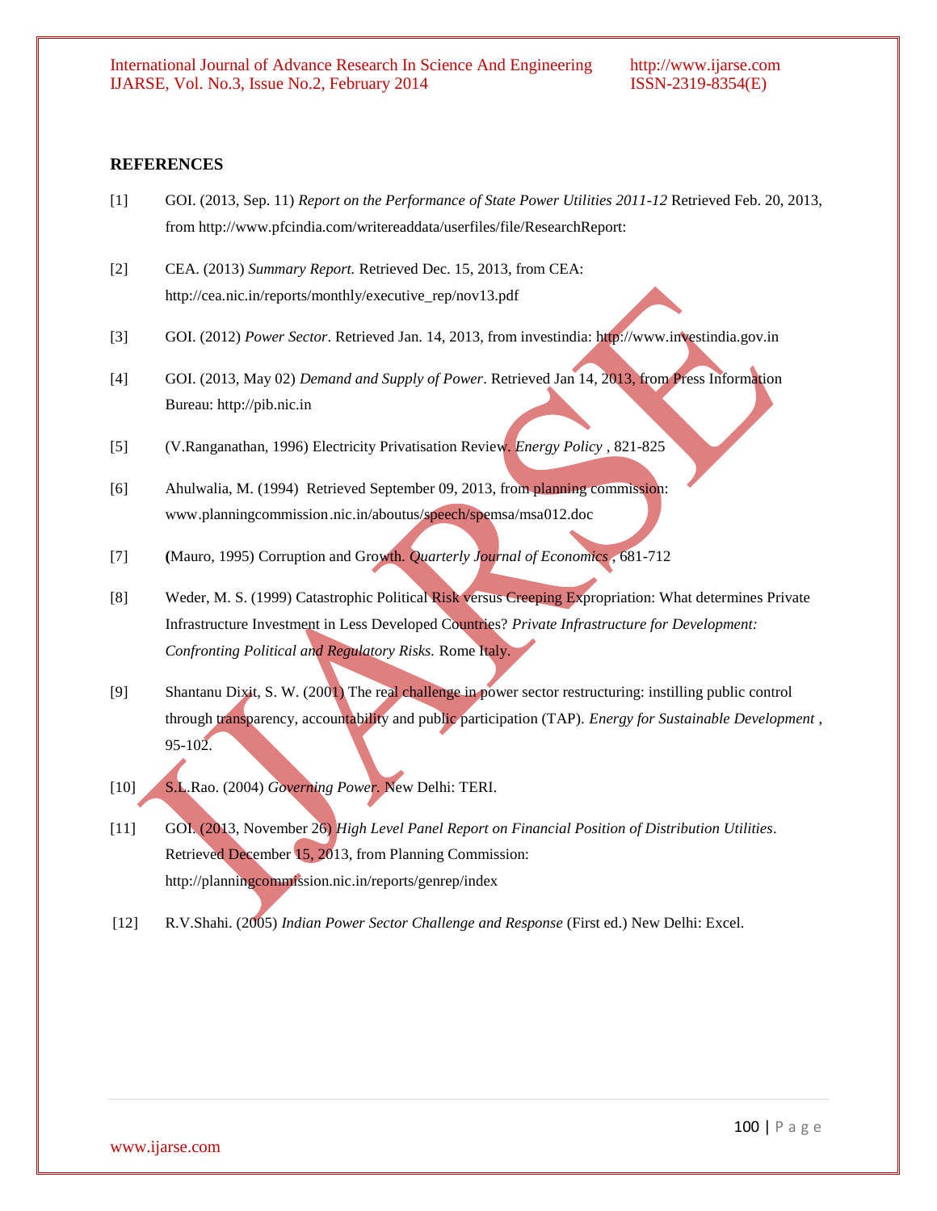## REFERENCES

[1] GOI. (2013, Sep. 11) *Report on the Performance of State Power Utilities 2011-12* Retrieved Feb. 20, 2013, from http://www.pfcindia.com/writereaddata/userfiles/file/ResearchReport:

[2] CEA. (2013) *Summary Report.* Retrieved Dec. 15, 2013, from CEA: http://cea.nic.in/reports/monthly/executive_rep/nov13.pdf

[3] GOI. (2012) *Power Sector*. Retrieved Jan. 14, 2013, from investindia: http://www.investindia.gov.in

[4] GOI. (2013, May 02) *Demand and Supply of Power*. Retrieved Jan 14, 2013, from Press Information Bureau: http://pib.nic.in

[5] (V.Ranganathan, 1996) Electricity Privatisation Review. *Energy Policy* , 821-825

[6] Ahulwalia, M. (1994) Retrieved September 09, 2013, from planning commission: www.planningcommission.nic.in/aboutus/speech/spemsa/msa012.doc

[7] **(**Mauro, 1995) Corruption and Growth. *Quarterly Journal of Economics* , 681-712

[8] Weder, M. S. (1999) Catastrophic Political Risk versus Creeping Expropriation: What determines Private Infrastructure Investment in Less Developed Countries? *Private Infrastructure for Development: Confronting Political and Regulatory Risks.* Rome Italy.

[9] Shantanu Dixit, S. W. (2001) The real challenge in power sector restructuring: instilling public control through transparency, accountability and public participation (TAP). *Energy for Sustainable Development* , 95-102.

[10] S.L.Rao. (2004) *Governing Power.* New Delhi: TERI.

[11] GOI. (2013, November 26) *High Level Panel Report on Financial Position of Distribution Utilities*. Retrieved December 15, 2013, from Planning Commission: http://planningcommission.nic.in/reports/genrep/index

[12] R.V.Shahi. (2005) *Indian Power Sector Challenge and Response* (First ed.) New Delhi: Excel.